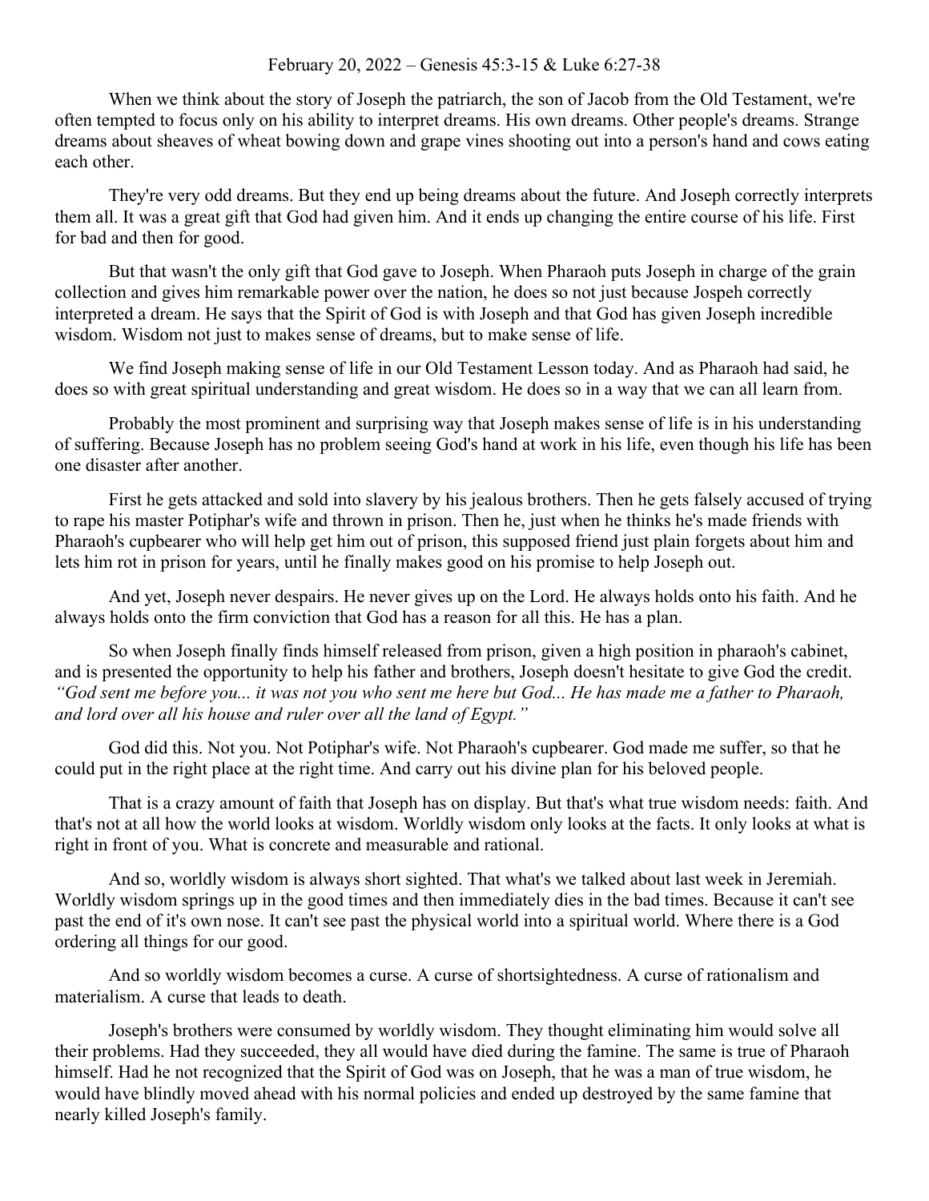February 20, 2022 – Genesis 45:3-15 & Luke 6:27-38

When we think about the story of Joseph the patriarch, the son of Jacob from the Old Testament, we're often tempted to focus only on his ability to interpret dreams. His own dreams. Other people's dreams. Strange dreams about sheaves of wheat bowing down and grape vines shooting out into a person's hand and cows eating each other.

They're very odd dreams. But they end up being dreams about the future. And Joseph correctly interprets them all. It was a great gift that God had given him. And it ends up changing the entire course of his life. First for bad and then for good.

But that wasn't the only gift that God gave to Joseph. When Pharaoh puts Joseph in charge of the grain collection and gives him remarkable power over the nation, he does so not just because Jospeh correctly interpreted a dream. He says that the Spirit of God is with Joseph and that God has given Joseph incredible wisdom. Wisdom not just to makes sense of dreams, but to make sense of life.

We find Joseph making sense of life in our Old Testament Lesson today. And as Pharaoh had said, he does so with great spiritual understanding and great wisdom. He does so in a way that we can all learn from.

Probably the most prominent and surprising way that Joseph makes sense of life is in his understanding of suffering. Because Joseph has no problem seeing God's hand at work in his life, even though his life has been one disaster after another.

First he gets attacked and sold into slavery by his jealous brothers. Then he gets falsely accused of trying to rape his master Potiphar's wife and thrown in prison. Then he, just when he thinks he's made friends with Pharaoh's cupbearer who will help get him out of prison, this supposed friend just plain forgets about him and lets him rot in prison for years, until he finally makes good on his promise to help Joseph out.

And yet, Joseph never despairs. He never gives up on the Lord. He always holds onto his faith. And he always holds onto the firm conviction that God has a reason for all this. He has a plan.

So when Joseph finally finds himself released from prison, given a high position in pharaoh's cabinet, and is presented the opportunity to help his father and brothers, Joseph doesn't hesitate to give God the credit. *"God sent me before you... it was not you who sent me here but God... He has made me a father to Pharaoh, and lord over all his house and ruler over all the land of Egypt."*

God did this. Not you. Not Potiphar's wife. Not Pharaoh's cupbearer. God made me suffer, so that he could put in the right place at the right time. And carry out his divine plan for his beloved people.

That is a crazy amount of faith that Joseph has on display. But that's what true wisdom needs: faith. And that's not at all how the world looks at wisdom. Worldly wisdom only looks at the facts. It only looks at what is right in front of you. What is concrete and measurable and rational.

And so, worldly wisdom is always short sighted. That what's we talked about last week in Jeremiah. Worldly wisdom springs up in the good times and then immediately dies in the bad times. Because it can't see past the end of it's own nose. It can't see past the physical world into a spiritual world. Where there is a God ordering all things for our good.

And so worldly wisdom becomes a curse. A curse of shortsightedness. A curse of rationalism and materialism. A curse that leads to death.

Joseph's brothers were consumed by worldly wisdom. They thought eliminating him would solve all their problems. Had they succeeded, they all would have died during the famine. The same is true of Pharaoh himself. Had he not recognized that the Spirit of God was on Joseph, that he was a man of true wisdom, he would have blindly moved ahead with his normal policies and ended up destroyed by the same famine that nearly killed Joseph's family.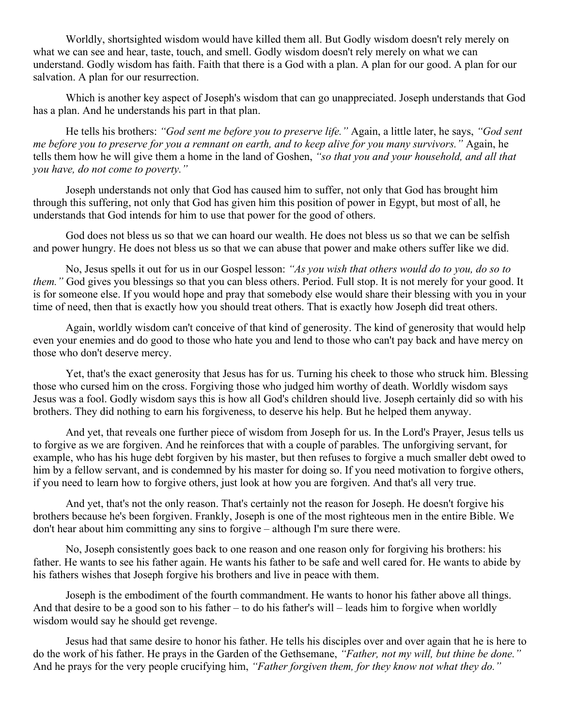Worldly, shortsighted wisdom would have killed them all. But Godly wisdom doesn't rely merely on what we can see and hear, taste, touch, and smell. Godly wisdom doesn't rely merely on what we can understand. Godly wisdom has faith. Faith that there is a God with a plan. A plan for our good. A plan for our salvation. A plan for our resurrection.

Which is another key aspect of Joseph's wisdom that can go unappreciated. Joseph understands that God has a plan. And he understands his part in that plan.

He tells his brothers: *"God sent me before you to preserve life."* Again, a little later, he says, *"God sent me before you to preserve for you a remnant on earth, and to keep alive for you many survivors."* Again, he tells them how he will give them a home in the land of Goshen, *"so that you and your household, and all that you have, do not come to poverty."*

Joseph understands not only that God has caused him to suffer, not only that God has brought him through this suffering, not only that God has given him this position of power in Egypt, but most of all, he understands that God intends for him to use that power for the good of others.

God does not bless us so that we can hoard our wealth. He does not bless us so that we can be selfish and power hungry. He does not bless us so that we can abuse that power and make others suffer like we did.

No, Jesus spells it out for us in our Gospel lesson: *"As you wish that others would do to you, do so to them."* God gives you blessings so that you can bless others. Period. Full stop. It is not merely for your good. It is for someone else. If you would hope and pray that somebody else would share their blessing with you in your time of need, then that is exactly how you should treat others. That is exactly how Joseph did treat others.

Again, worldly wisdom can't conceive of that kind of generosity. The kind of generosity that would help even your enemies and do good to those who hate you and lend to those who can't pay back and have mercy on those who don't deserve mercy.

Yet, that's the exact generosity that Jesus has for us. Turning his cheek to those who struck him. Blessing those who cursed him on the cross. Forgiving those who judged him worthy of death. Worldly wisdom says Jesus was a fool. Godly wisdom says this is how all God's children should live. Joseph certainly did so with his brothers. They did nothing to earn his forgiveness, to deserve his help. But he helped them anyway.

And yet, that reveals one further piece of wisdom from Joseph for us. In the Lord's Prayer, Jesus tells us to forgive as we are forgiven. And he reinforces that with a couple of parables. The unforgiving servant, for example, who has his huge debt forgiven by his master, but then refuses to forgive a much smaller debt owed to him by a fellow servant, and is condemned by his master for doing so. If you need motivation to forgive others, if you need to learn how to forgive others, just look at how you are forgiven. And that's all very true.

And yet, that's not the only reason. That's certainly not the reason for Joseph. He doesn't forgive his brothers because he's been forgiven. Frankly, Joseph is one of the most righteous men in the entire Bible. We don't hear about him committing any sins to forgive – although I'm sure there were.

No, Joseph consistently goes back to one reason and one reason only for forgiving his brothers: his father. He wants to see his father again. He wants his father to be safe and well cared for. He wants to abide by his fathers wishes that Joseph forgive his brothers and live in peace with them.

Joseph is the embodiment of the fourth commandment. He wants to honor his father above all things. And that desire to be a good son to his father – to do his father's will – leads him to forgive when worldly wisdom would say he should get revenge.

Jesus had that same desire to honor his father. He tells his disciples over and over again that he is here to do the work of his father. He prays in the Garden of the Gethsemane, *"Father, not my will, but thine be done."* And he prays for the very people crucifying him, *"Father forgiven them, for they know not what they do."*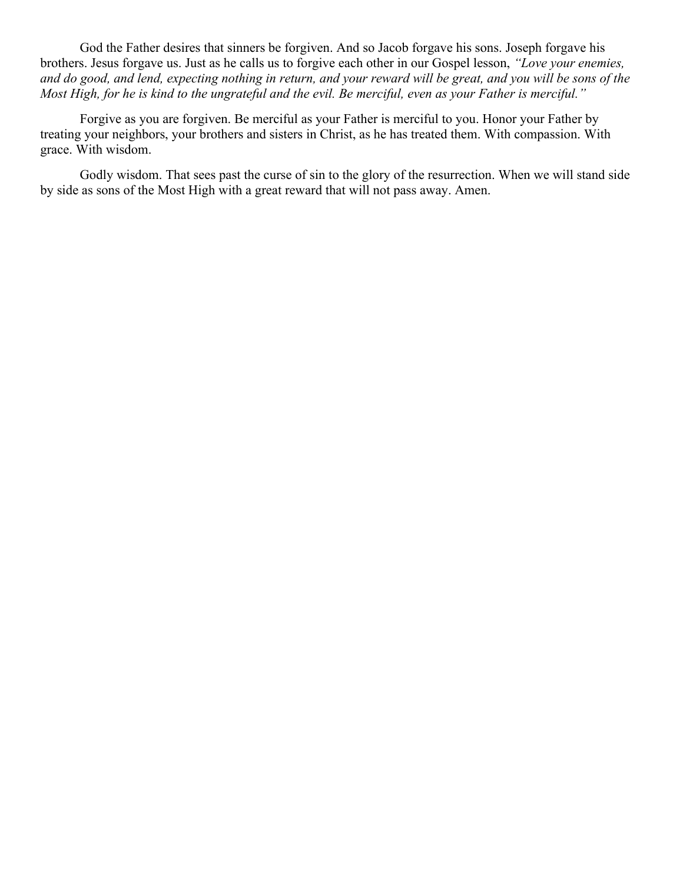God the Father desires that sinners be forgiven. And so Jacob forgave his sons. Joseph forgave his brothers. Jesus forgave us. Just as he calls us to forgive each other in our Gospel lesson, *"Love your enemies, and do good, and lend, expecting nothing in return, and your reward will be great, and you will be sons of the Most High, for he is kind to the ungrateful and the evil. Be merciful, even as your Father is merciful."*

Forgive as you are forgiven. Be merciful as your Father is merciful to you. Honor your Father by treating your neighbors, your brothers and sisters in Christ, as he has treated them. With compassion. With grace. With wisdom.

Godly wisdom. That sees past the curse of sin to the glory of the resurrection. When we will stand side by side as sons of the Most High with a great reward that will not pass away. Amen.